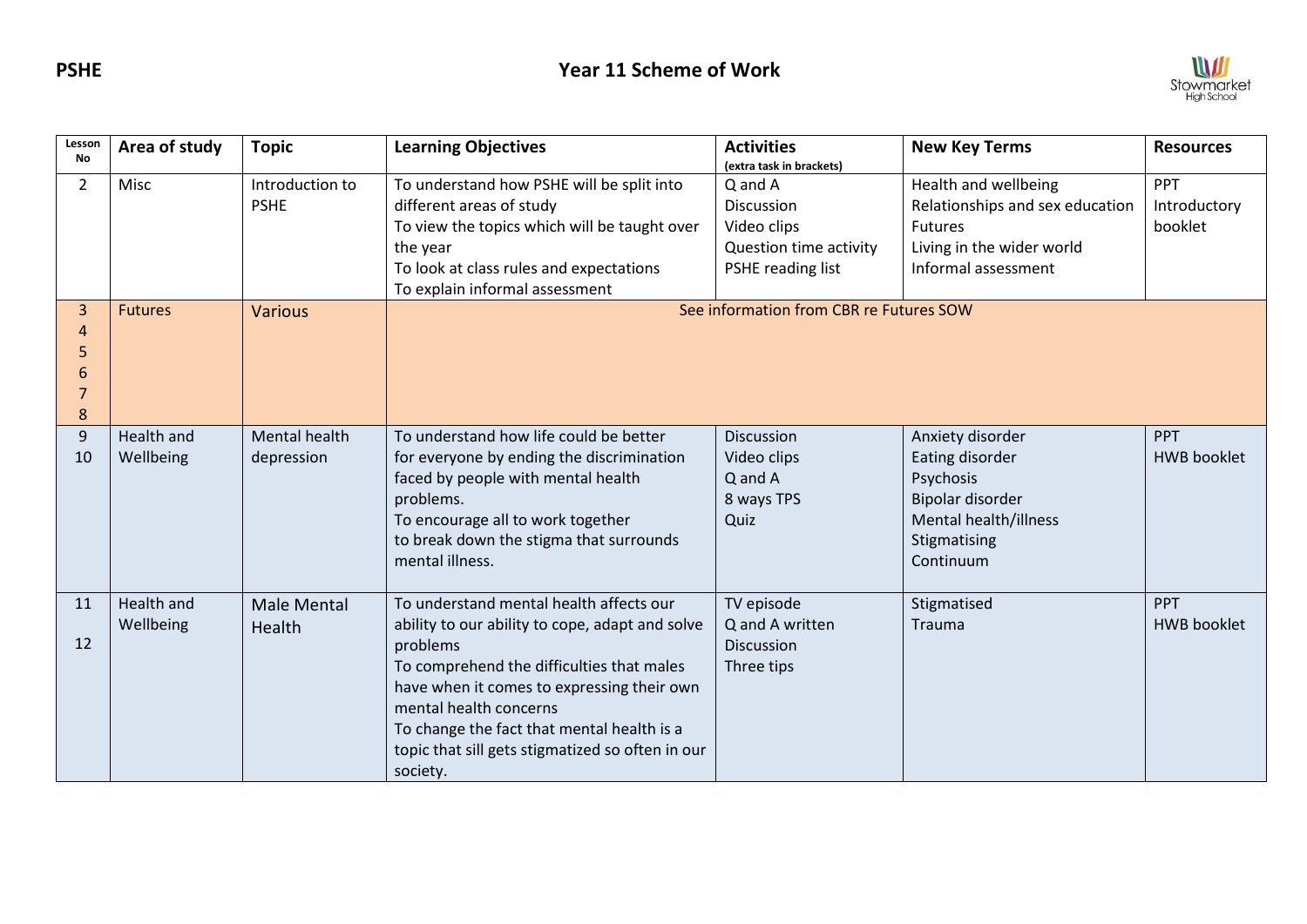**PSHE** **Year 11 Scheme of Work**

Stowmarket High School

| Lesson No | Area of study | Topic | Learning Objectives | Activities (extra task in brackets) | New Key Terms | Resources |
|---|---|---|---|---|---|---|
| 2 | Misc | Introduction to PSHE | To understand how PSHE will be split into different areas of study<br>To view the topics which will be taught over the year<br>To look at class rules and expectations<br>To explain informal assessment | Q and A<br>Discussion<br>Video clips<br>Question time activity<br>PSHE reading list | Health and wellbeing<br>Relationships and sex education<br>Futures<br>Living in the wider world<br>Informal assessment | PPT<br>Introductory booklet |
| 3<br>4<br>5<br>6<br>7<br>8 | Futures | Various | See information from CBR re Futures SOW | | | |
| 9<br>10 | Health and Wellbeing | Mental health depression | To understand how life could be better for everyone by ending the discrimination faced by people with mental health problems.<br>To encourage all to work together to break down the stigma that surrounds mental illness. | Discussion<br>Video clips<br>Q and A<br>8 ways TPS<br>Quiz | Anxiety disorder<br>Eating disorder<br>Psychosis<br>Bipolar disorder<br>Mental health/illness<br>Stigmatising<br>Continuum | PPT<br>HWB booklet |
| 11<br>12 | Health and Wellbeing | Male Mental Health | To understand mental health affects our ability to our ability to cope, adapt and solve problems<br>To comprehend the difficulties that males have when it comes to expressing their own mental health concerns<br>To change the fact that mental health is a topic that sill gets stigmatized so often in our society. | TV episode<br>Q and A written<br>Discussion<br>Three tips | Stigmatised<br>Trauma | PPT<br>HWB booklet |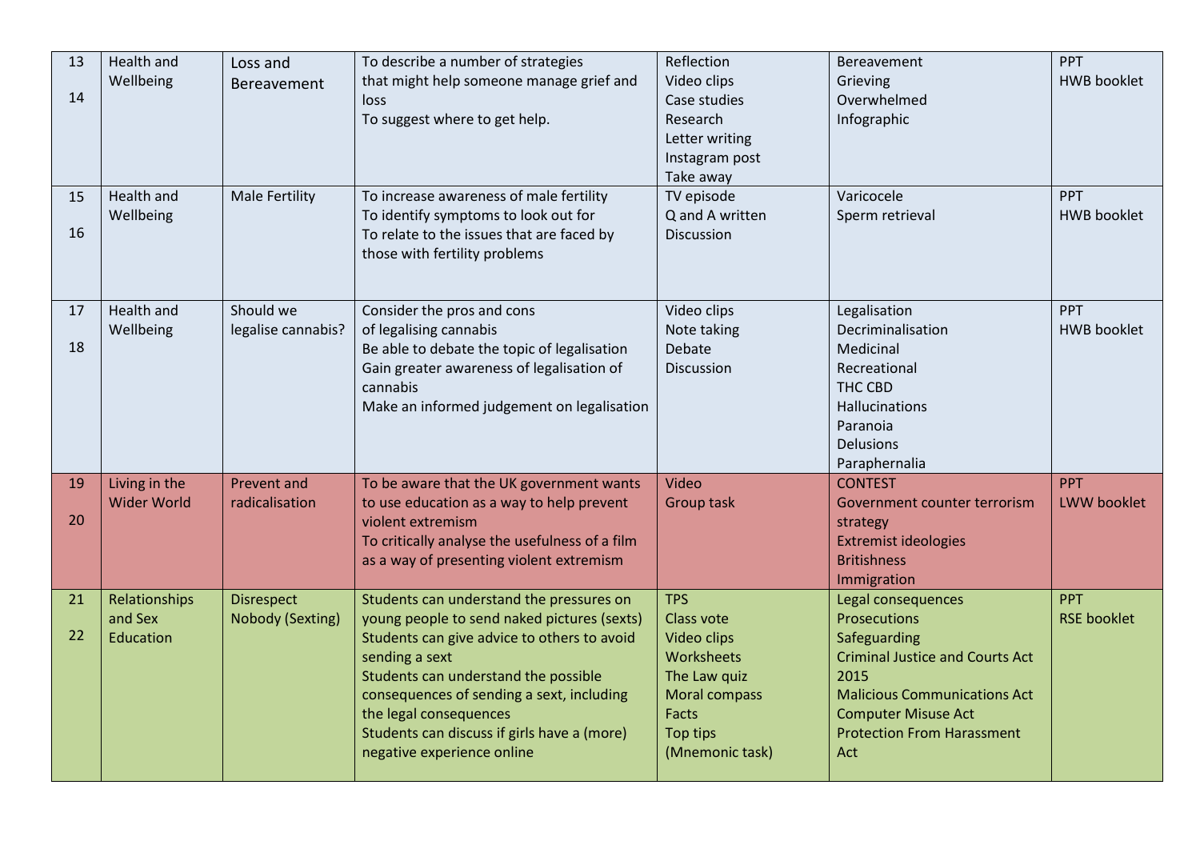| | | | | | | |
|---|---|---|---|---|---|---|
| 13<br>14 | Health and Wellbeing | Loss and Bereavement | To describe a number of strategies that might help someone manage grief and loss<br>To suggest where to get help. | Reflection<br>Video clips<br>Case studies<br>Research<br>Letter writing<br>Instagram post<br>Take away | Bereavement<br>Grieving<br>Overwhelmed<br>Infographic | PPT<br>HWB booklet |
| 15<br>16 | Health and Wellbeing | Male Fertility | To increase awareness of male fertility<br>To identify symptoms to look out for<br>To relate to the issues that are faced by those with fertility problems | TV episode<br>Q and A written<br>Discussion | Varicocele<br>Sperm retrieval | PPT<br>HWB booklet |
| 17<br>18 | Health and Wellbeing | Should we legalise cannabis? | Consider the pros and cons of legalising cannabis<br>Be able to debate the topic of legalisation<br>Gain greater awareness of legalisation of cannabis<br>Make an informed judgement on legalisation | Video clips<br>Note taking<br>Debate<br>Discussion | Legalisation<br>Decriminalisation<br>Medicinal<br>Recreational<br>THC CBD<br>Hallucinations<br>Paranoia<br>Delusions<br>Paraphernalia | PPT<br>HWB booklet |
| 19<br>20 | Living in the Wider World | Prevent and radicalisation | To be aware that the UK government wants to use education as a way to help prevent violent extremism<br>To critically analyse the usefulness of a film as a way of presenting violent extremism | Video<br>Group task | CONTEST<br>Government counter terrorism strategy<br>Extremist ideologies<br>Britishness<br>Immigration | PPT<br>LWW booklet |
| 21<br>22 | Relationships and Sex Education | Disrespect Nobody (Sexting) | Students can understand the pressures on young people to send naked pictures (sexts)<br>Students can give advice to others to avoid sending a sext<br>Students can understand the possible consequences of sending a sext, including the legal consequences<br>Students can discuss if girls have a (more) negative experience online | TPS<br>Class vote<br>Video clips<br>Worksheets<br>The Law quiz<br>Moral compass<br>Facts<br>Top tips (Mnemonic task) | Legal consequences<br>Prosecutions<br>Safeguarding<br>Criminal Justice and Courts Act 2015<br>Malicious Communications Act<br>Computer Misuse Act<br>Protection From Harassment Act | PPT<br>RSE booklet |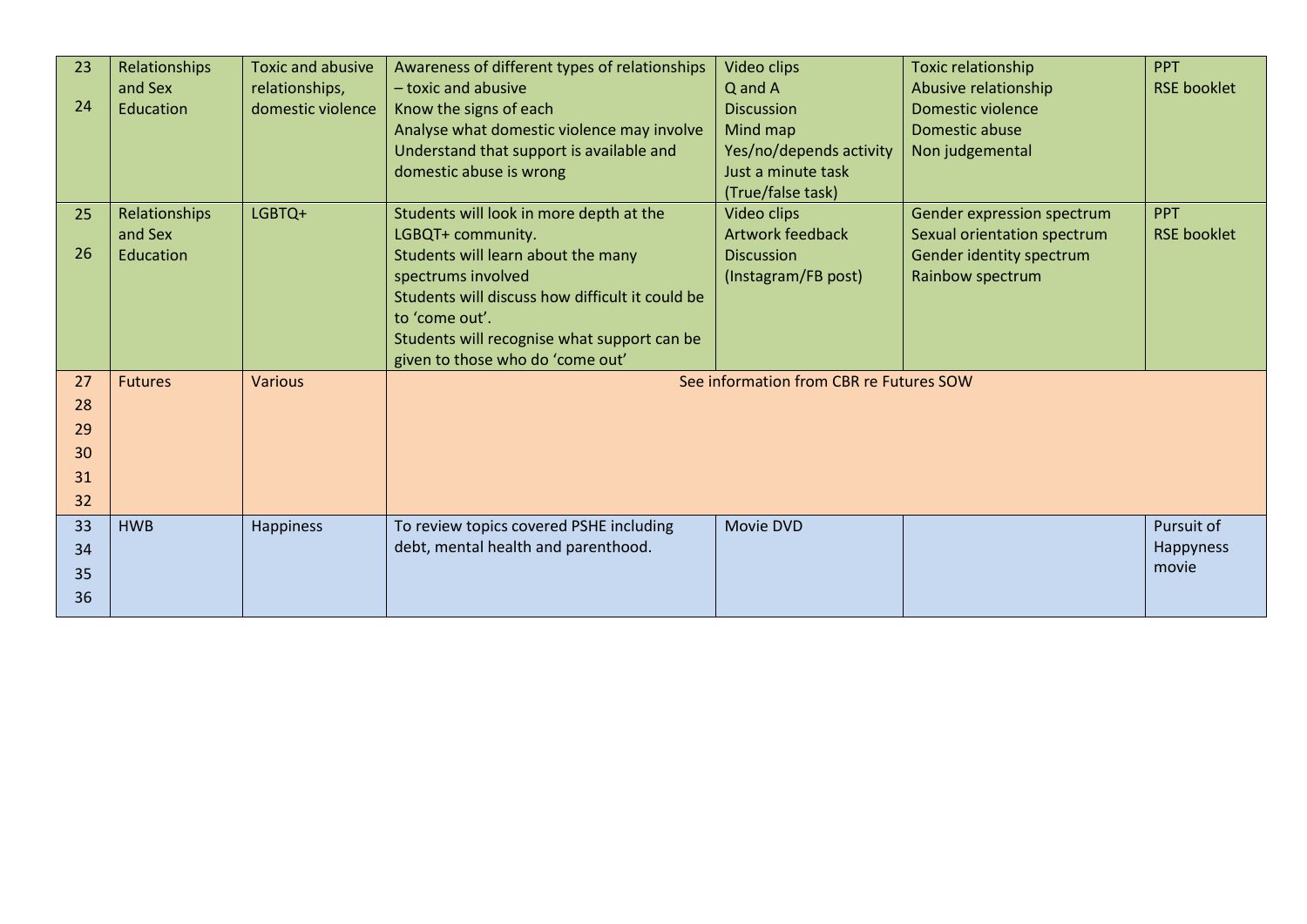| | | | | | | |
|---|---|---|---|---|---|---|
| 23<br>24 | Relationships and Sex Education | Toxic and abusive relationships, domestic violence | Awareness of different types of relationships – toxic and abusive<br>Know the signs of each<br>Analyse what domestic violence may involve<br>Understand that support is available and domestic abuse is wrong | Video clips<br>Q and A<br>Discussion<br>Mind map<br>Yes/no/depends activity<br>Just a minute task<br>(True/false task) | Toxic relationship<br>Abusive relationship<br>Domestic violence<br>Domestic abuse<br>Non judgemental | PPT<br>RSE booklet |
| 25<br>26 | Relationships and Sex Education | LGBTQ+ | Students will look in more depth at the LGBQT+ community.<br>Students will learn about the many spectrums involved<br>Students will discuss how difficult it could be to 'come out'.<br>Students will recognise what support can be given to those who do 'come out' | Video clips<br>Artwork feedback<br>Discussion<br>(Instagram/FB post) | Gender expression spectrum<br>Sexual orientation spectrum<br>Gender identity spectrum<br>Rainbow spectrum | PPT<br>RSE booklet |
| 27<br>28<br>29<br>30<br>31<br>32 | Futures | Various | See information from CBR re Futures SOW | | | |
| 33<br>34<br>35<br>36 | HWB | Happiness | To review topics covered PSHE including debt, mental health and parenthood. | Movie DVD | | Pursuit of Happyness movie |